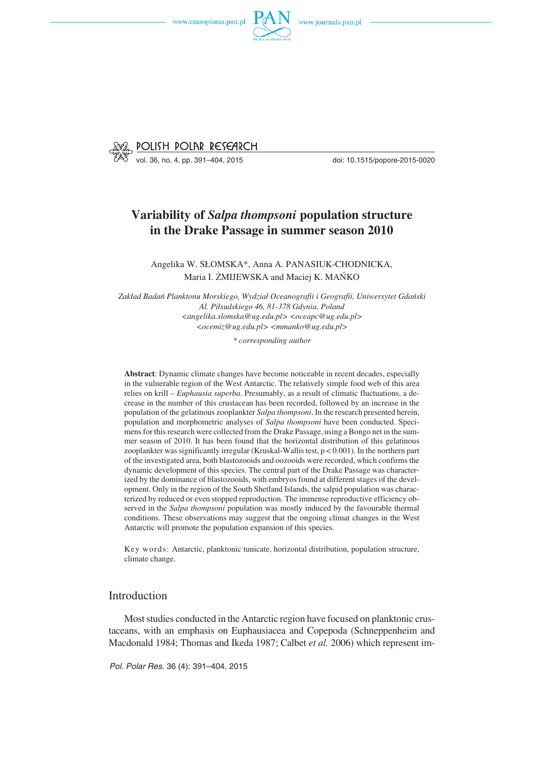# Variability of *Salpa thompsoni* population structure in the Drake Passage in summer season 2010

Angelika W. SŁOMSKA*, Anna A. PANASIUK-CHODNICKA, Maria I. ŻMIJEWSKA and Maciej K. MAŃKO

*Zakład Badań Planktonu Morskiego, Wydział Oceanografii i Geografii, Uniwersytet Gdański Al. Piłsudskiego 46, 81-378 Gdynia, Poland <angelika.slomska@ug.edu.pl> <oceapc@ug.edu.pl> <ocemiz@ug.edu.pl> <mmanko@ug.edu.pl>*

*\* corresponding author*

**Abstract**: Dynamic climate changes have become noticeable in recent decades, especially in the vulnerable region of the West Antarctic. The relatively simple food web of this area relies on krill – *Euphausia superba*. Presumably, as a result of climatic fluctuations, a decrease in the number of this crustacean has been recorded, followed by an increase in the population of the gelatinous zooplankter *Salpa thompsoni*. In the research presented herein, population and morphometric analyses of *Salpa thompsoni* have been conducted. Specimens for this research were collected from the Drake Passage, using a Bongo net in the summer season of 2010. It has been found that the horizontal distribution of this gelatinous zooplankter was significantly irregular (Kruskal-Wallis test, $p < 0.001$). In the northern part of the investigated area, both blastozooids and oozooids were recorded, which confirms the dynamic development of this species. The central part of the Drake Passage was characterized by the dominance of blastozooids, with embryos found at different stages of the development. Only in the region of the South Shetland Islands, the salpid population was characterized by reduced or even stopped reproduction. The immense reproductive efficiency observed in the *Salpa thompsoni* population was mostly induced by the favourable thermal conditions. These observations may suggest that the ongoing climat changes in the West Antarctic will promote the population expansion of this species.

Key words: Antarctic, planktonic tunicate, horizontal distribution, population structure, climate change.

## Introduction

Most studies conducted in the Antarctic region have focused on planktonic crustaceans, with an emphasis on Euphausiacea and Copepoda (Schneppenheim and Macdonald 1984; Thomas and Ikeda 1987; Calbet *et al.* 2006) which represent im-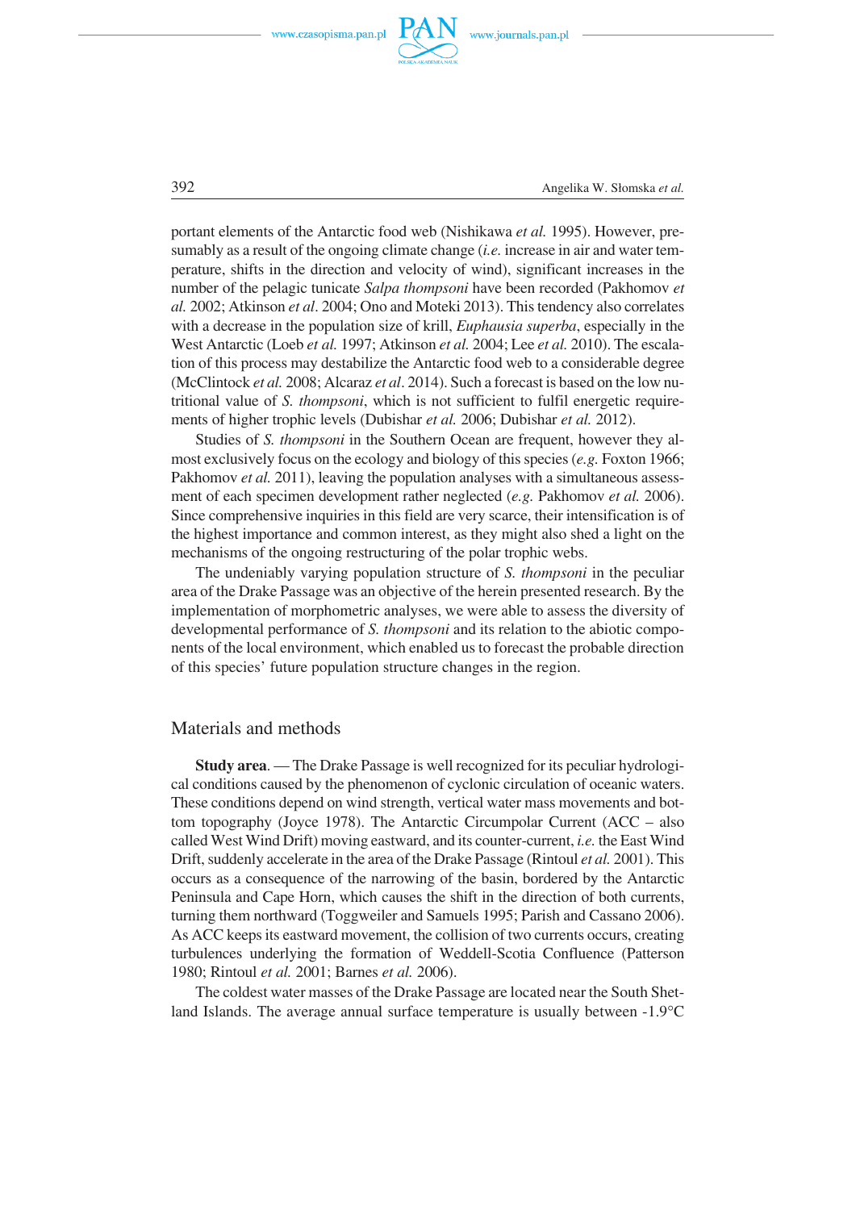portant elements of the Antarctic food web (Nishikawa *et al.* 1995). However, presumably as a result of the ongoing climate change (*i.e.* increase in air and water temperature, shifts in the direction and velocity of wind), significant increases in the number of the pelagic tunicate *Salpa thompsoni* have been recorded (Pakhomov *et al.* 2002; Atkinson *et al*. 2004; Ono and Moteki 2013). This tendency also correlates with a decrease in the population size of krill, *Euphausia superba*, especially in the West Antarctic (Loeb *et al.* 1997; Atkinson *et al.* 2004; Lee *et al.* 2010). The escalation of this process may destabilize the Antarctic food web to a considerable degree (McClintock *et al.* 2008; Alcaraz *et al*. 2014). Such a forecast is based on the low nutritional value of *S. thompsoni*, which is not sufficient to fulfil energetic requirements of higher trophic levels (Dubishar *et al.* 2006; Dubishar *et al.* 2012).

Studies of *S. thompsoni* in the Southern Ocean are frequent, however they almost exclusively focus on the ecology and biology of this species (*e.g.* Foxton 1966; Pakhomov *et al.* 2011), leaving the population analyses with a simultaneous assessment of each specimen development rather neglected (*e.g.* Pakhomov *et al.* 2006). Since comprehensive inquiries in this field are very scarce, their intensification is of the highest importance and common interest, as they might also shed a light on the mechanisms of the ongoing restructuring of the polar trophic webs.

The undeniably varying population structure of *S. thompsoni* in the peculiar area of the Drake Passage was an objective of the herein presented research. By the implementation of morphometric analyses, we were able to assess the diversity of developmental performance of *S. thompsoni* and its relation to the abiotic components of the local environment, which enabled us to forecast the probable direction of this species' future population structure changes in the region.

## Materials and methods

**Study area**. — The Drake Passage is well recognized for its peculiar hydrological conditions caused by the phenomenon of cyclonic circulation of oceanic waters. These conditions depend on wind strength, vertical water mass movements and bottom topography (Joyce 1978). The Antarctic Circumpolar Current (ACC – also called West Wind Drift) moving eastward, and its counter-current, *i.e.* the East Wind Drift, suddenly accelerate in the area of the Drake Passage (Rintoul *et al.* 2001). This occurs as a consequence of the narrowing of the basin, bordered by the Antarctic Peninsula and Cape Horn, which causes the shift in the direction of both currents, turning them northward (Toggweiler and Samuels 1995; Parish and Cassano 2006). As ACC keeps its eastward movement, the collision of two currents occurs, creating turbulences underlying the formation of Weddell-Scotia Confluence (Patterson 1980; Rintoul *et al.* 2001; Barnes *et al.* 2006).

The coldest water masses of the Drake Passage are located near the South Shetland Islands. The average annual surface temperature is usually between -1.9°C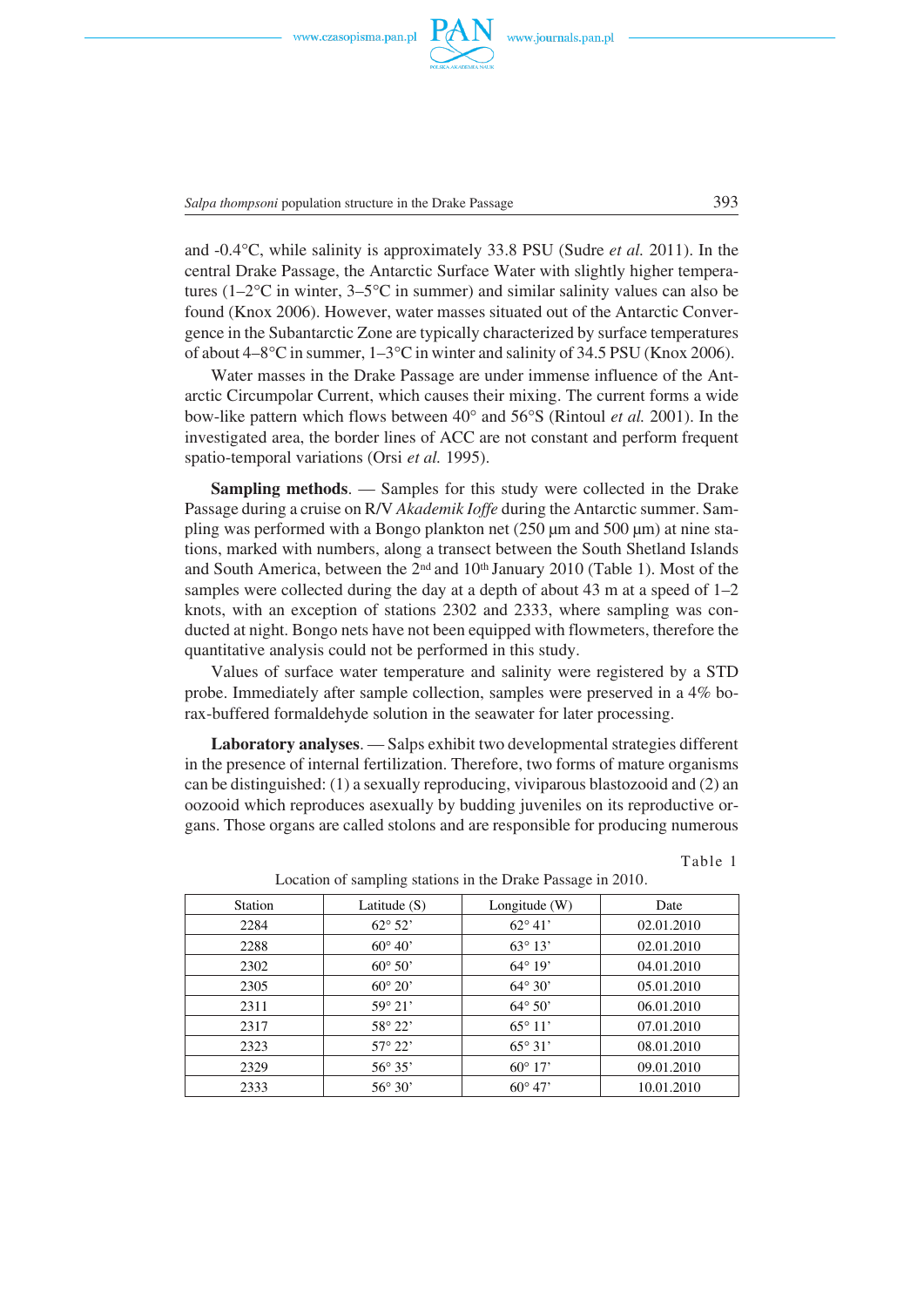and -0.4°C, while salinity is approximately 33.8 PSU (Sudre *et al.* 2011). In the central Drake Passage, the Antarctic Surface Water with slightly higher temperatures (1–2°C in winter, 3–5°C in summer) and similar salinity values can also be found (Knox 2006). However, water masses situated out of the Antarctic Convergence in the Subantarctic Zone are typically characterized by surface temperatures of about 4–8°C in summer, 1–3°C in winter and salinity of 34.5 PSU (Knox 2006).

Water masses in the Drake Passage are under immense influence of the Antarctic Circumpolar Current, which causes their mixing. The current forms a wide bow-like pattern which flows between 40° and 56°S (Rintoul *et al.* 2001). In the investigated area, the border lines of ACC are not constant and perform frequent spatio-temporal variations (Orsi *et al.* 1995).

**Sampling methods**. — Samples for this study were collected in the Drake Passage during a cruise on R/V *Akademik Ioffe* during the Antarctic summer. Sampling was performed with a Bongo plankton net (250 µm and 500 µm) at nine stations, marked with numbers, along a transect between the South Shetland Islands and South America, between the 2nd and 10th January 2010 (Table 1). Most of the samples were collected during the day at a depth of about 43 m at a speed of 1–2 knots, with an exception of stations 2302 and 2333, where sampling was conducted at night. Bongo nets have not been equipped with flowmeters, therefore the quantitative analysis could not be performed in this study.

Values of surface water temperature and salinity were registered by a STD probe. Immediately after sample collection, samples were preserved in a 4% borax-buffered formaldehyde solution in the seawater for later processing.

**Laboratory analyses**. — Salps exhibit two developmental strategies different in the presence of internal fertilization. Therefore, two forms of mature organisms can be distinguished: (1) a sexually reproducing, viviparous blastozooid and (2) an oozooid which reproduces asexually by budding juveniles on its reproductive organs. Those organs are called stolons and are responsible for producing numerous

Table 1

Location of sampling stations in the Drake Passage in 2010.

| Station | Latitude (S) | Longitude (W) | Date |
|---|---|---|---|
| 2284 | 62° 52’ | 62° 41’ | 02.01.2010 |
| 2288 | 60° 40’ | 63° 13’ | 02.01.2010 |
| 2302 | 60° 50’ | 64° 19’ | 04.01.2010 |
| 2305 | 60° 20’ | 64° 30’ | 05.01.2010 |
| 2311 | 59° 21’ | 64° 50’ | 06.01.2010 |
| 2317 | 58° 22’ | 65° 11’ | 07.01.2010 |
| 2323 | 57° 22’ | 65° 31’ | 08.01.2010 |
| 2329 | 56° 35’ | 60° 17’ | 09.01.2010 |
| 2333 | 56° 30’ | 60° 47’ | 10.01.2010 |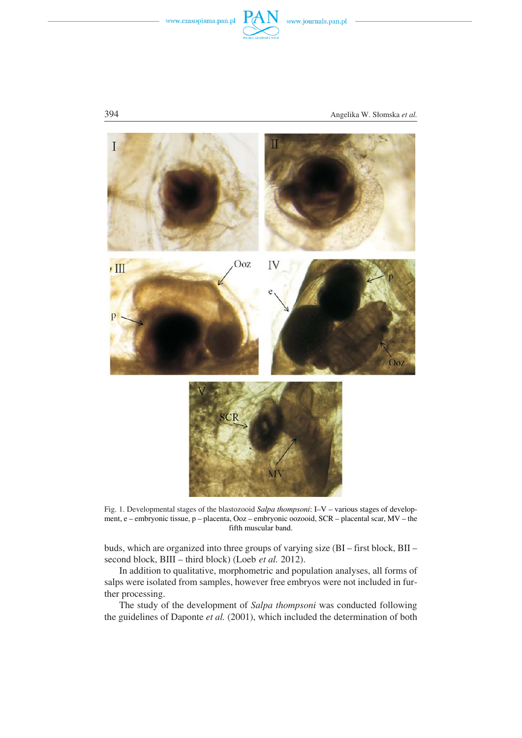Fig. 1. Developmental stages of the blastozooid *Salpa thompsoni*: I–V – various stages of development, e – embryonic tissue, p – placenta, Ooz – embryonic oozooid, SCR – placental scar, MV – the fifth muscular band.

buds, which are organized into three groups of varying size (BI – first block, BII – second block, BIII – third block) (Loeb *et al.* 2012).

In addition to qualitative, morphometric and population analyses, all forms of salps were isolated from samples, however free embryos were not included in further processing.

The study of the development of *Salpa thompsoni* was conducted following the guidelines of Daponte *et al.* (2001), which included the determination of both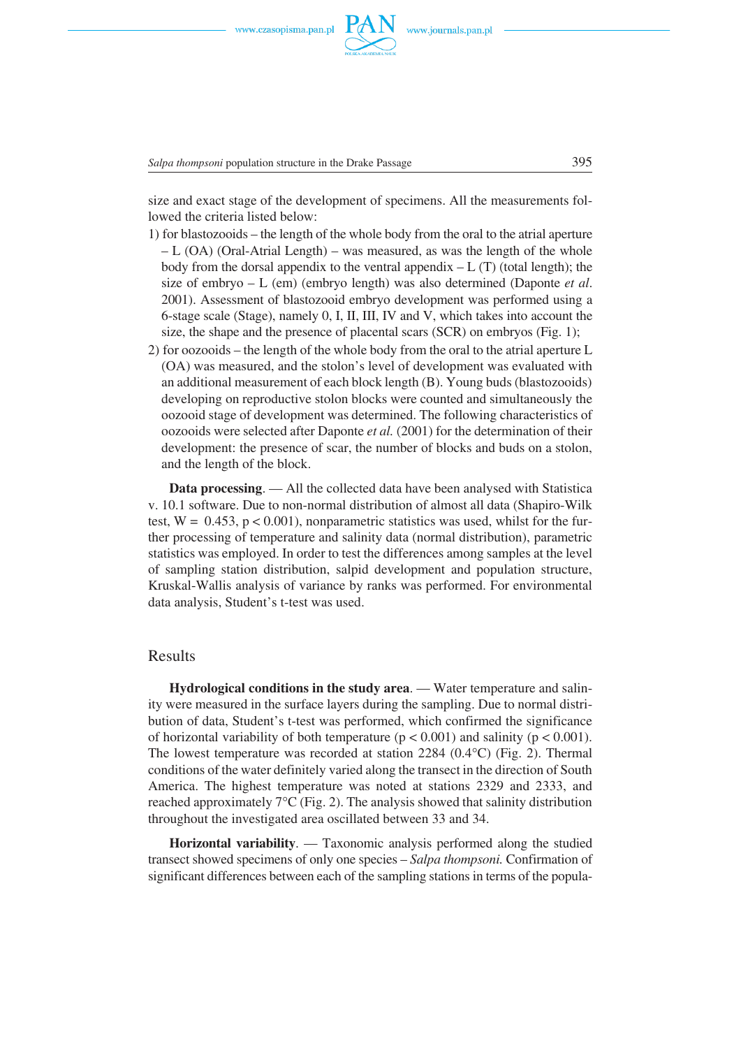size and exact stage of the development of specimens. All the measurements followed the criteria listed below:

1) for blastozooids – the length of the whole body from the oral to the atrial aperture – L (OA) (Oral-Atrial Length) – was measured, as was the length of the whole body from the dorsal appendix to the ventral appendix – L (T) (total length); the size of embryo – L (em) (embryo length) was also determined (Daponte *et al.* 2001). Assessment of blastozooid embryo development was performed using a 6-stage scale (Stage), namely 0, I, II, III, IV and V, which takes into account the size, the shape and the presence of placental scars (SCR) on embryos (Fig. 1);
2) for oozooids – the length of the whole body from the oral to the atrial aperture L (OA) was measured, and the stolon's level of development was evaluated with an additional measurement of each block length (B). Young buds (blastozooids) developing on reproductive stolon blocks were counted and simultaneously the oozooid stage of development was determined. The following characteristics of oozooids were selected after Daponte *et al.* (2001) for the determination of their development: the presence of scar, the number of blocks and buds on a stolon, and the length of the block.

**Data processing**. — All the collected data have been analysed with Statistica v. 10.1 software. Due to non-normal distribution of almost all data (Shapiro-Wilk test, $W = 0.453$, $p < 0.001$), nonparametric statistics was used, whilst for the further processing of temperature and salinity data (normal distribution), parametric statistics was employed. In order to test the differences among samples at the level of sampling station distribution, salpid development and population structure, Kruskal-Wallis analysis of variance by ranks was performed. For environmental data analysis, Student's t-test was used.

## Results

**Hydrological conditions in the study area**. — Water temperature and salinity were measured in the surface layers during the sampling. Due to normal distribution of data, Student's t-test was performed, which confirmed the significance of horizontal variability of both temperature ($p < 0.001$) and salinity ($p < 0.001$). The lowest temperature was recorded at station 2284 (0.4°C) (Fig. 2). Thermal conditions of the water definitely varied along the transect in the direction of South America. The highest temperature was noted at stations 2329 and 2333, and reached approximately 7°C (Fig. 2). The analysis showed that salinity distribution throughout the investigated area oscillated between 33 and 34.

**Horizontal variability**. — Taxonomic analysis performed along the studied transect showed specimens of only one species – *Salpa thompsoni.* Confirmation of significant differences between each of the sampling stations in terms of the popula-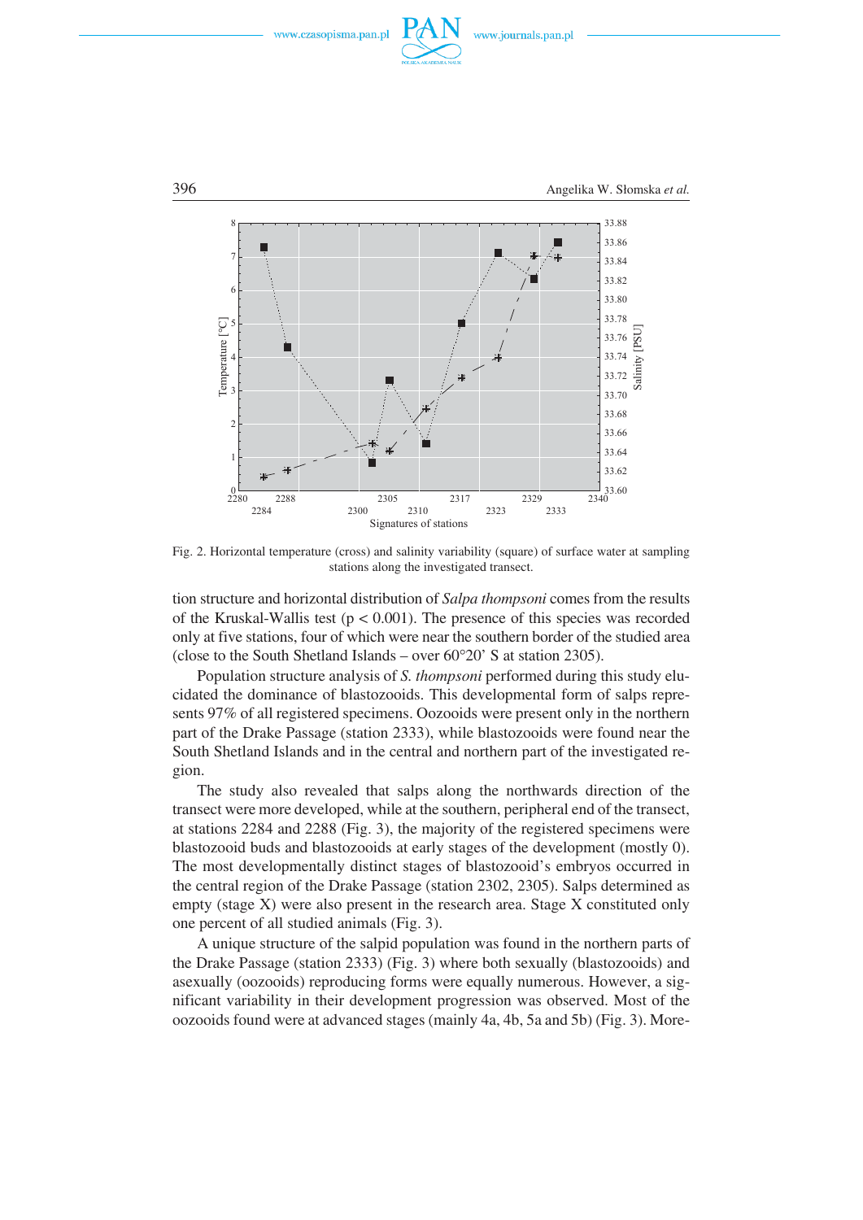Fig. 2. Horizontal temperature (cross) and salinity variability (square) of surface water at sampling stations along the investigated transect.

tion structure and horizontal distribution of *Salpa thompsoni* comes from the results of the Kruskal-Wallis test ($p < 0.001$). The presence of this species was recorded only at five stations, four of which were near the southern border of the studied area (close to the South Shetland Islands – over 60°20' S at station 2305).

Population structure analysis of *S. thompsoni* performed during this study elucidated the dominance of blastozooids. This developmental form of salps represents 97% of all registered specimens. Oozooids were present only in the northern part of the Drake Passage (station 2333), while blastozooids were found near the South Shetland Islands and in the central and northern part of the investigated region.

The study also revealed that salps along the northwards direction of the transect were more developed, while at the southern, peripheral end of the transect, at stations 2284 and 2288 (Fig. 3), the majority of the registered specimens were blastozooid buds and blastozooids at early stages of the development (mostly 0). The most developmentally distinct stages of blastozooid's embryos occurred in the central region of the Drake Passage (station 2302, 2305). Salps determined as empty (stage X) were also present in the research area. Stage X constituted only one percent of all studied animals (Fig. 3).

A unique structure of the salpid population was found in the northern parts of the Drake Passage (station 2333) (Fig. 3) where both sexually (blastozooids) and asexually (oozooids) reproducing forms were equally numerous. However, a significant variability in their development progression was observed. Most of the oozooids found were at advanced stages (mainly 4a, 4b, 5a and 5b) (Fig. 3). More-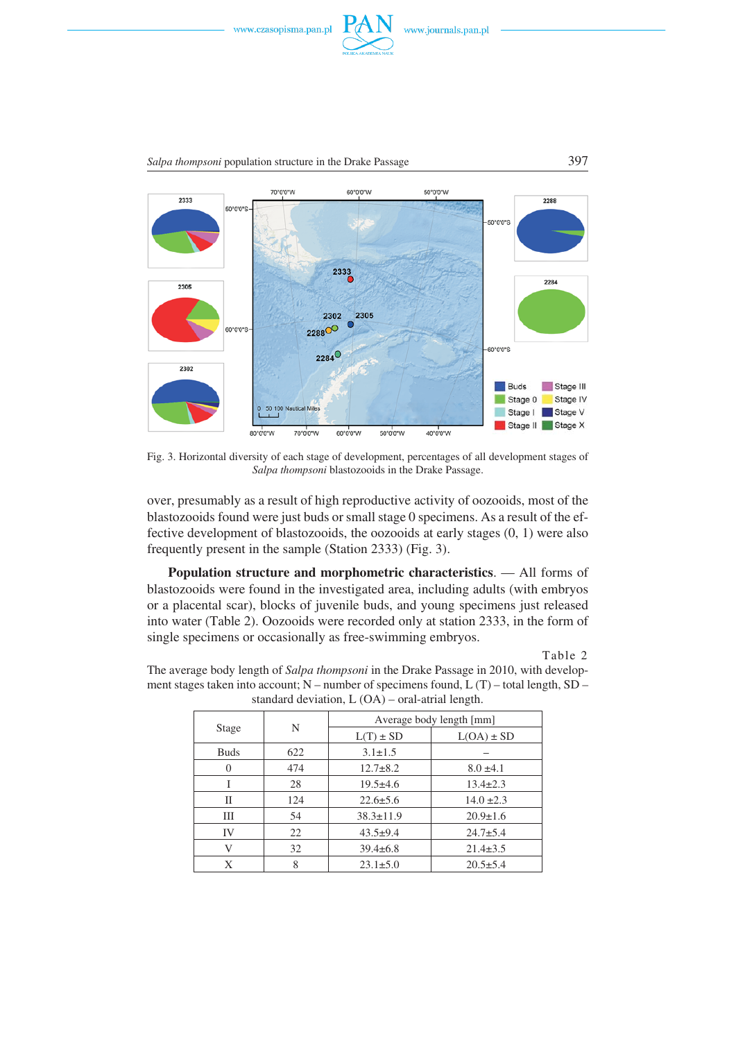Fig. 3. Horizontal diversity of each stage of development, percentages of all development stages of *Salpa thompsoni* blastozooids in the Drake Passage.

over, presumably as a result of high reproductive activity of oozooids, most of the blastozooids found were just buds or small stage 0 specimens. As a result of the effective development of blastozooids, the oozooids at early stages (0, 1) were also frequently present in the sample (Station 2333) (Fig. 3).

**Population structure and morphometric characteristics**. — All forms of blastozooids were found in the investigated area, including adults (with embryos or a placental scar), blocks of juvenile buds, and young specimens just released into water (Table 2). Oozooids were recorded only at station 2333, in the form of single specimens or occasionally as free-swimming embryos.

Table 2

The average body length of *Salpa thompsoni* in the Drake Passage in 2010, with development stages taken into account; N – number of specimens found, L (T) – total length, SD – standard deviation, L (OA) – oral-atrial length.

| Stage | N | Average body length [mm] | |
|---|---|---|---|
| | | L(T) ± SD | L(OA) ± SD |
| Buds | 622 | 3.1±1.5 | – |
| 0 | 474 | 12.7±8.2 | 8.0 ±4.1 |
| I | 28 | 19.5±4.6 | 13.4±2.3 |
| II | 124 | 22.6±5.6 | 14.0 ±2.3 |
| III | 54 | 38.3±11.9 | 20.9±1.6 |
| IV | 22 | 43.5±9.4 | 24.7±5.4 |
| V | 32 | 39.4±6.8 | 21.4±3.5 |
| X | 8 | 23.1±5.0 | 20.5±5.4 |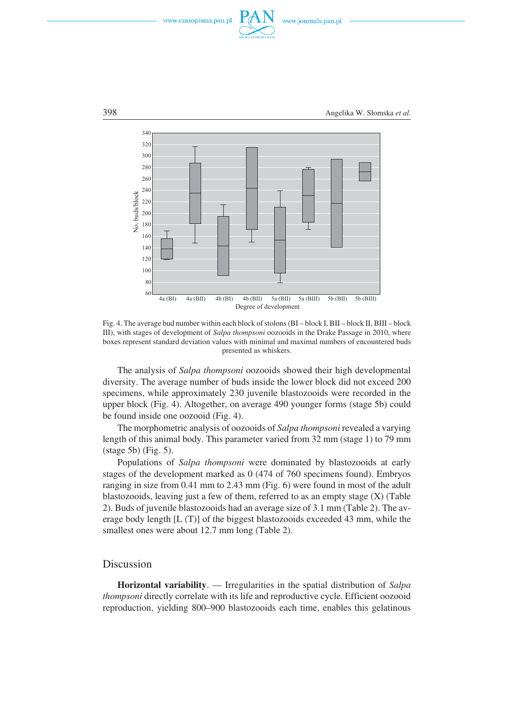Fig. 4. The average bud number within each block of stolons (BI – block I, BII – block II, BIII – block III), with stages of development of *Salpa thompsoni* oozooids in the Drake Passage in 2010, where boxes represent standard deviation values with minimal and maximal numbers of encountered buds presented as whiskers.

The analysis of *Salpa thompsoni* oozooids showed their high developmental diversity. The average number of buds inside the lower block did not exceed 200 specimens, while approximately 230 juvenile blastozooids were recorded in the upper block (Fig. 4). Altogether, on average 490 younger forms (stage 5b) could be found inside one oozooid (Fig. 4).

The morphometric analysis of oozooids of *Salpa thompsoni* revealed a varying length of this animal body. This parameter varied from 32 mm (stage 1) to 79 mm (stage 5b) (Fig. 5).

Populations of *Salpa thompsoni* were dominated by blastozooids at early stages of the development marked as 0 (474 of 760 specimens found). Embryos ranging in size from 0.41 mm to 2.43 mm (Fig. 6) were found in most of the adult blastozooids, leaving just a few of them, referred to as an empty stage (X) (Table 2). Buds of juvenile blastozooids had an average size of 3.1 mm (Table 2). The average body length [L (T)] of the biggest blastozooids exceeded 43 mm, while the smallest ones were about 12.7 mm long (Table 2).

## Discussion

**Horizontal variability**. — Irregularities in the spatial distribution of *Salpa thompsoni* directly correlate with its life and reproductive cycle. Efficient oozooid reproduction, yielding 800–900 blastozooids each time, enables this gelatinous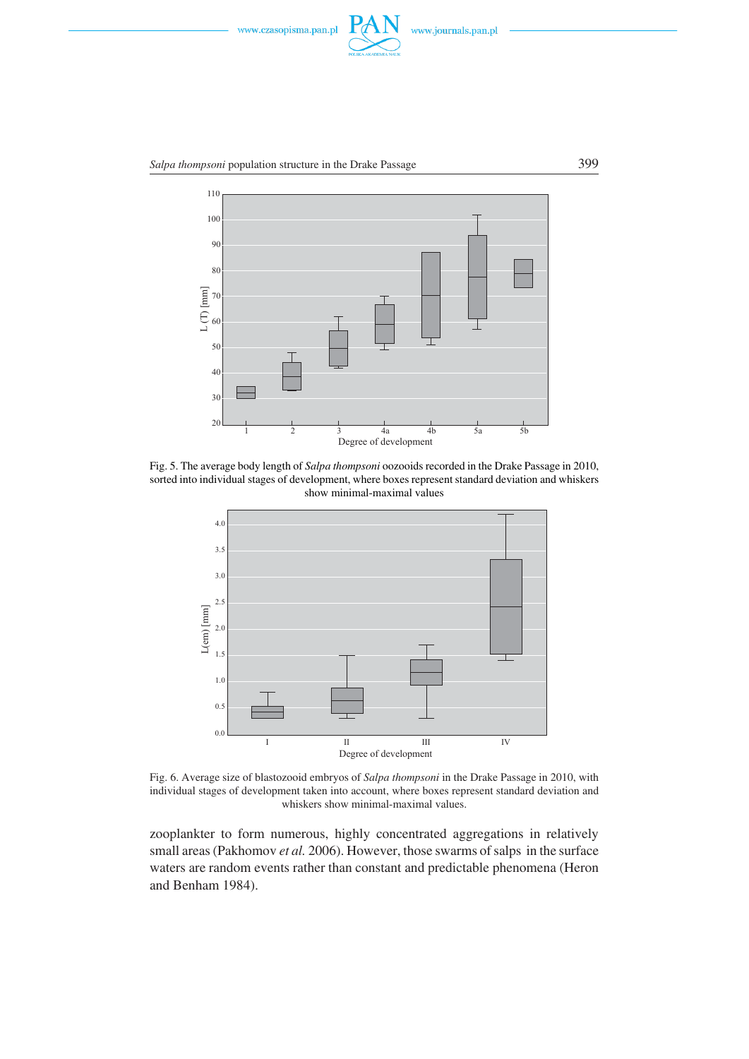Fig. 5. The average body length of *Salpa thompsoni* oozooids recorded in the Drake Passage in 2010, sorted into individual stages of development, where boxes represent standard deviation and whiskers show minimal-maximal values

Fig. 6. Average size of blastozooid embryos of *Salpa thompsoni* in the Drake Passage in 2010, with individual stages of development taken into account, where boxes represent standard deviation and whiskers show minimal-maximal values.

zooplankter to form numerous, highly concentrated aggregations in relatively small areas (Pakhomov *et al.* 2006). However, those swarms of salps in the surface waters are random events rather than constant and predictable phenomena (Heron and Benham 1984).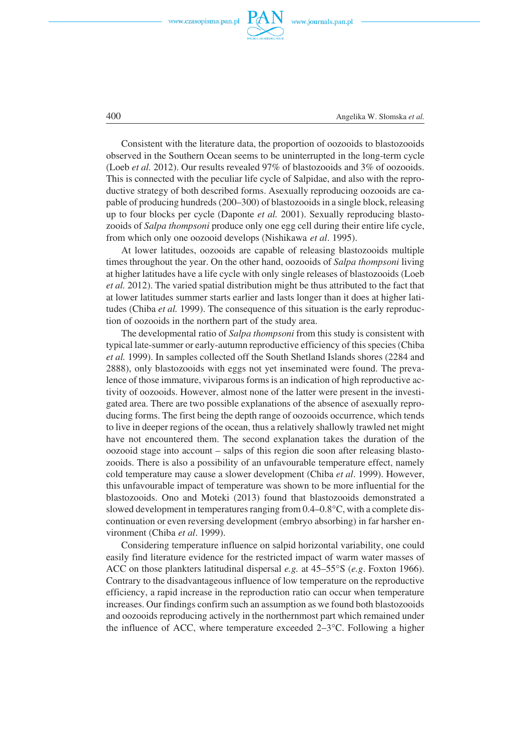Consistent with the literature data, the proportion of oozooids to blastozooids observed in the Southern Ocean seems to be uninterrupted in the long-term cycle (Loeb *et al.* 2012). Our results revealed 97% of blastozooids and 3% of oozooids. This is connected with the peculiar life cycle of Salpidae, and also with the reproductive strategy of both described forms. Asexually reproducing oozooids are capable of producing hundreds (200–300) of blastozooids in a single block, releasing up to four blocks per cycle (Daponte *et al.* 2001). Sexually reproducing blastozooids of *Salpa thompsoni* produce only one egg cell during their entire life cycle, from which only one oozooid develops (Nishikawa *et al*. 1995).

At lower latitudes, oozooids are capable of releasing blastozooids multiple times throughout the year. On the other hand, oozooids of *Salpa thompsoni* living at higher latitudes have a life cycle with only single releases of blastozooids (Loeb *et al.* 2012). The varied spatial distribution might be thus attributed to the fact that at lower latitudes summer starts earlier and lasts longer than it does at higher latitudes (Chiba *et al.* 1999). The consequence of this situation is the early reproduction of oozooids in the northern part of the study area.

The developmental ratio of *Salpa thompsoni* from this study is consistent with typical late-summer or early-autumn reproductive efficiency of this species (Chiba *et al.* 1999). In samples collected off the South Shetland Islands shores (2284 and 2888), only blastozooids with eggs not yet inseminated were found. The prevalence of those immature, viviparous forms is an indication of high reproductive activity of oozooids. However, almost none of the latter were present in the investigated area. There are two possible explanations of the absence of asexually reproducing forms. The first being the depth range of oozooids occurrence, which tends to live in deeper regions of the ocean, thus a relatively shallowly trawled net might have not encountered them. The second explanation takes the duration of the oozooid stage into account – salps of this region die soon after releasing blastozooids. There is also a possibility of an unfavourable temperature effect, namely cold temperature may cause a slower development (Chiba *et al*. 1999). However, this unfavourable impact of temperature was shown to be more influential for the blastozooids. Ono and Moteki (2013) found that blastozooids demonstrated a slowed development in temperatures ranging from 0.4–0.8°C, with a complete discontinuation or even reversing development (embryo absorbing) in far harsher environment (Chiba *et al*. 1999).

Considering temperature influence on salpid horizontal variability, one could easily find literature evidence for the restricted impact of warm water masses of ACC on those plankters latitudinal dispersal *e.g.* at 45–55°S (*e.g*. Foxton 1966). Contrary to the disadvantageous influence of low temperature on the reproductive efficiency, a rapid increase in the reproduction ratio can occur when temperature increases. Our findings confirm such an assumption as we found both blastozooids and oozooids reproducing actively in the northernmost part which remained under the influence of ACC, where temperature exceeded 2–3°C. Following a higher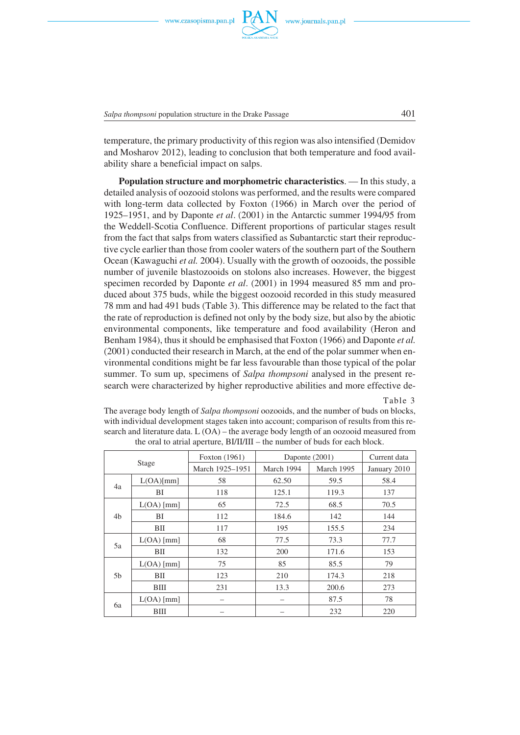temperature, the primary productivity of this region was also intensified (Demidov and Mosharov 2012), leading to conclusion that both temperature and food availability share a beneficial impact on salps.

**Population structure and morphometric characteristics**. — In this study, a detailed analysis of oozooid stolons was performed, and the results were compared with long-term data collected by Foxton (1966) in March over the period of 1925–1951, and by Daponte *et al*. (2001) in the Antarctic summer 1994/95 from the Weddell-Scotia Confluence. Different proportions of particular stages result from the fact that salps from waters classified as Subantarctic start their reproductive cycle earlier than those from cooler waters of the southern part of the Southern Ocean (Kawaguchi *et al.* 2004). Usually with the growth of oozooids, the possible number of juvenile blastozooids on stolons also increases. However, the biggest specimen recorded by Daponte *et al*. (2001) in 1994 measured 85 mm and produced about 375 buds, while the biggest oozooid recorded in this study measured 78 mm and had 491 buds (Table 3). This difference may be related to the fact that the rate of reproduction is defined not only by the body size, but also by the abiotic environmental components, like temperature and food availability (Heron and Benham 1984), thus it should be emphasised that Foxton (1966) and Daponte *et al.* (2001) conducted their research in March, at the end of the polar summer when environmental conditions might be far less favourable than those typical of the polar summer. To sum up, specimens of *Salpa thompsoni* analysed in the present research were characterized by higher reproductive abilities and more effective de-

Table 3

The average body length of *Salpa thompsoni* oozooids, and the number of buds on blocks, with individual development stages taken into account; comparison of results from this research and literature data. L (OA) – the average body length of an oozooid measured from the oral to atrial aperture, BI/II/III – the number of buds for each block.

| Stage | | Foxton (1961) | Daponte (2001) | | Current data |
|---|---|---|---|---|---|
| | | March 1925–1951 | March 1994 | March 1995 | January 2010 |
| 4a | L(OA)[mm] | 58 | 62.50 | 59.5 | 58.4 |
| | BI | 118 | 125.1 | 119.3 | 137 |
| 4b | L(OA) [mm] | 65 | 72.5 | 68.5 | 70.5 |
| | BI | 112 | 184.6 | 142 | 144 |
| | BII | 117 | 195 | 155.5 | 234 |
| 5a | L(OA) [mm] | 68 | 77.5 | 73.3 | 77.7 |
| | BII | 132 | 200 | 171.6 | 153 |
| 5b | L(OA) [mm] | 75 | 85 | 85.5 | 79 |
| | BII | 123 | 210 | 174.3 | 218 |
| | BIII | 231 | 13.3 | 200.6 | 273 |
| 6a | L(OA) [mm] | – | – | 87.5 | 78 |
| | BIII | – | – | 232 | 220 |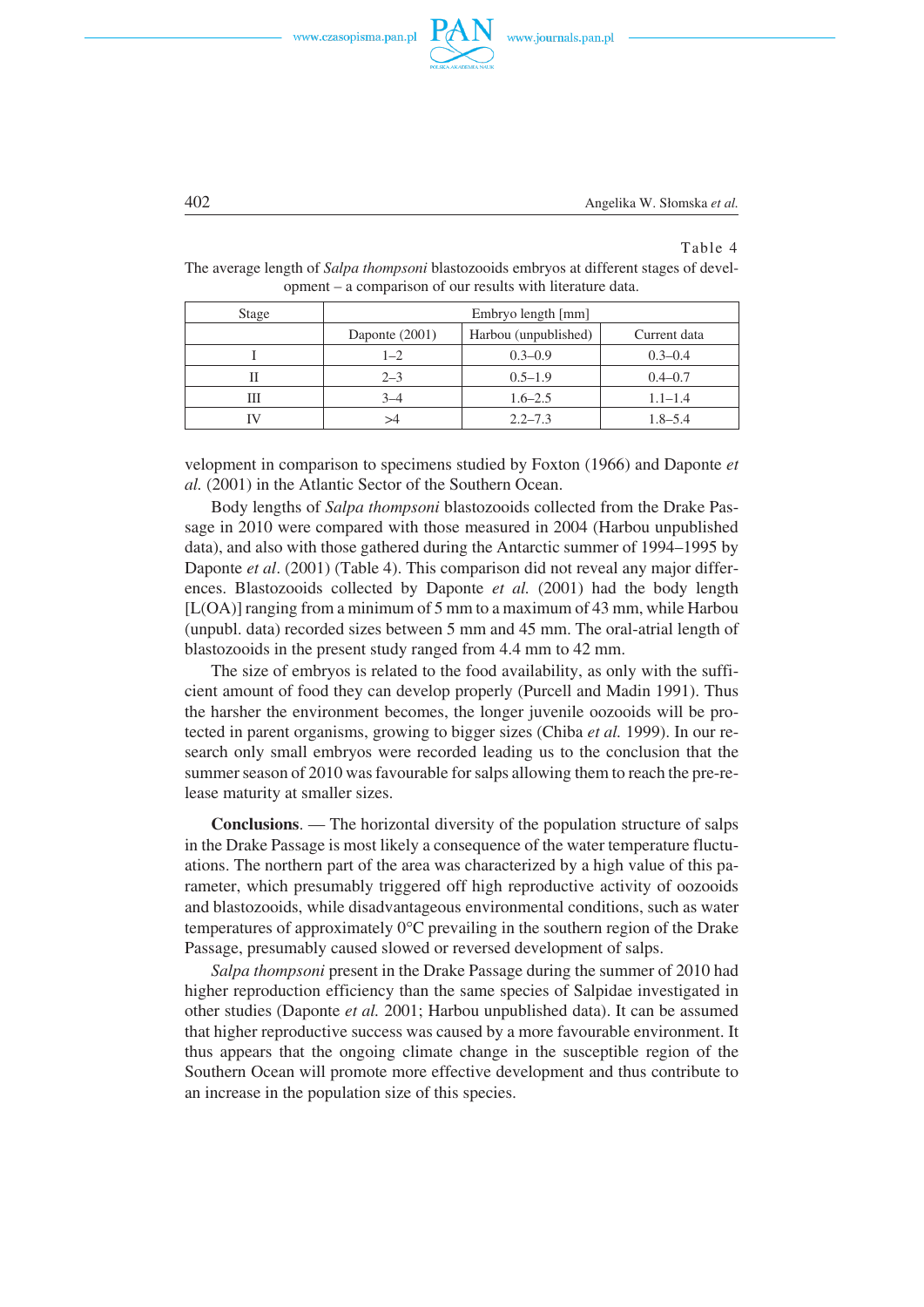Table 4

The average length of *Salpa thompsoni* blastozooids embryos at different stages of development – a comparison of our results with literature data.

| Stage | Embryo length [mm] | | |
|---|---|---|---|
| | Daponte (2001) | Harbou (unpublished) | Current data |
| I | 1–2 | 0.3–0.9 | 0.3–0.4 |
| II | 2–3 | 0.5–1.9 | 0.4–0.7 |
| III | 3–4 | 1.6–2.5 | 1.1–1.4 |
| IV | >4 | 2.2–7.3 | 1.8–5.4 |

velopment in comparison to specimens studied by Foxton (1966) and Daponte *et al.* (2001) in the Atlantic Sector of the Southern Ocean.

Body lengths of *Salpa thompsoni* blastozooids collected from the Drake Passage in 2010 were compared with those measured in 2004 (Harbou unpublished data), and also with those gathered during the Antarctic summer of 1994–1995 by Daponte *et al*. (2001) (Table 4). This comparison did not reveal any major differences. Blastozooids collected by Daponte *et al.* (2001) had the body length [L(OA)] ranging from a minimum of 5 mm to a maximum of 43 mm, while Harbou (unpubl. data) recorded sizes between 5 mm and 45 mm. The oral-atrial length of blastozooids in the present study ranged from 4.4 mm to 42 mm.

The size of embryos is related to the food availability, as only with the sufficient amount of food they can develop properly (Purcell and Madin 1991). Thus the harsher the environment becomes, the longer juvenile oozooids will be protected in parent organisms, growing to bigger sizes (Chiba *et al.* 1999). In our research only small embryos were recorded leading us to the conclusion that the summer season of 2010 was favourable for salps allowing them to reach the pre-release maturity at smaller sizes.

**Conclusions**. — The horizontal diversity of the population structure of salps in the Drake Passage is most likely a consequence of the water temperature fluctuations. The northern part of the area was characterized by a high value of this parameter, which presumably triggered off high reproductive activity of oozooids and blastozooids, while disadvantageous environmental conditions, such as water temperatures of approximately 0°C prevailing in the southern region of the Drake Passage, presumably caused slowed or reversed development of salps.

*Salpa thompsoni* present in the Drake Passage during the summer of 2010 had higher reproduction efficiency than the same species of Salpidae investigated in other studies (Daponte *et al.* 2001; Harbou unpublished data). It can be assumed that higher reproductive success was caused by a more favourable environment. It thus appears that the ongoing climate change in the susceptible region of the Southern Ocean will promote more effective development and thus contribute to an increase in the population size of this species.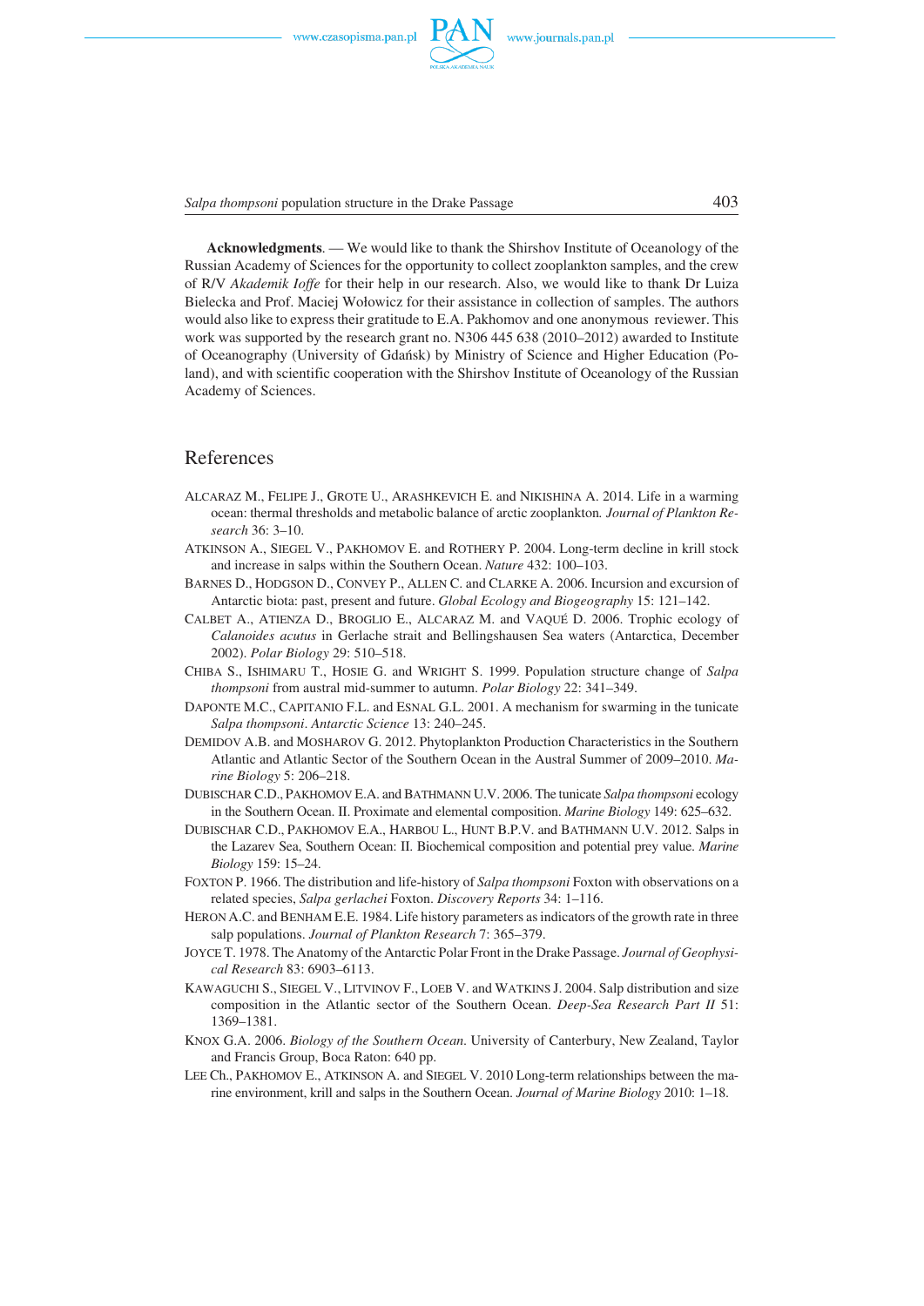**Acknowledgments**. — We would like to thank the Shirshov Institute of Oceanology of the Russian Academy of Sciences for the opportunity to collect zooplankton samples, and the crew of R/V *Akademik Ioffe* for their help in our research. Also, we would like to thank Dr Luiza Bielecka and Prof. Maciej Wołowicz for their assistance in collection of samples. The authors would also like to express their gratitude to E.A. Pakhomov and one anonymous reviewer. This work was supported by the research grant no. N306 445 638 (2010–2012) awarded to Institute of Oceanography (University of Gdańsk) by Ministry of Science and Higher Education (Poland), and with scientific cooperation with the Shirshov Institute of Oceanology of the Russian Academy of Sciences.

## References

ALCARAZ M., FELIPE J., GROTE U., ARASHKEVICH E. and NIKISHINA A. 2014. Life in a warming ocean: thermal thresholds and metabolic balance of arctic zooplankton. *Journal of Plankton Research* 36: 3–10.

ATKINSON A., SIEGEL V., PAKHOMOV E. and ROTHERY P. 2004. Long-term decline in krill stock and increase in salps within the Southern Ocean. *Nature* 432: 100–103.

BARNES D., HODGSON D., CONVEY P., ALLEN C. and CLARKE A. 2006. Incursion and excursion of Antarctic biota: past, present and future. *Global Ecology and Biogeography* 15: 121–142.

CALBET A., ATIENZA D., BROGLIO E., ALCARAZ M. and VAQUÉ D. 2006. Trophic ecology of *Calanoides acutus* in Gerlache strait and Bellingshausen Sea waters (Antarctica, December 2002). *Polar Biology* 29: 510–518.

CHIBA S., ISHIMARU T., HOSIE G. and WRIGHT S. 1999. Population structure change of *Salpa thompsoni* from austral mid-summer to autumn. *Polar Biology* 22: 341–349.

DAPONTE M.C., CAPITANIO F.L. and ESNAL G.L. 2001. A mechanism for swarming in the tunicate *Salpa thompsoni*. *Antarctic Science* 13: 240–245.

DEMIDOV A.B. and MOSHAROV G. 2012. Phytoplankton Production Characteristics in the Southern Atlantic and Atlantic Sector of the Southern Ocean in the Austral Summer of 2009–2010. *Marine Biology* 5: 206–218.

DUBISCHAR C.D., PAKHOMOV E.A. and BATHMANN U.V. 2006. The tunicate *Salpa thompsoni* ecology in the Southern Ocean. II. Proximate and elemental composition. *Marine Biology* 149: 625–632.

DUBISCHAR C.D., PAKHOMOV E.A., HARBOU L., HUNT B.P.V. and BATHMANN U.V. 2012. Salps in the Lazarev Sea, Southern Ocean: II. Biochemical composition and potential prey value. *Marine Biology* 159: 15–24.

FOXTON P. 1966. The distribution and life-history of *Salpa thompsoni* Foxton with observations on a related species, *Salpa gerlachei* Foxton. *Discovery Reports* 34: 1–116.

HERON A.C. and BENHAM E.E. 1984. Life history parameters as indicators of the growth rate in three salp populations. *Journal of Plankton Research* 7: 365–379.

JOYCE T. 1978. The Anatomy of the Antarctic Polar Front in the Drake Passage. *Journal of Geophysical Research* 83: 6903–6113.

KAWAGUCHI S., SIEGEL V., LITVINOV F., LOEB V. and WATKINS J. 2004. Salp distribution and size composition in the Atlantic sector of the Southern Ocean. *Deep-Sea Research Part II* 51: 1369–1381.

KNOX G.A. 2006. *Biology of the Southern Ocean*. University of Canterbury, New Zealand, Taylor and Francis Group, Boca Raton: 640 pp.

LEE Ch., PAKHOMOV E., ATKINSON A. and SIEGEL V. 2010 Long-term relationships between the marine environment, krill and salps in the Southern Ocean. *Journal of Marine Biology* 2010: 1–18.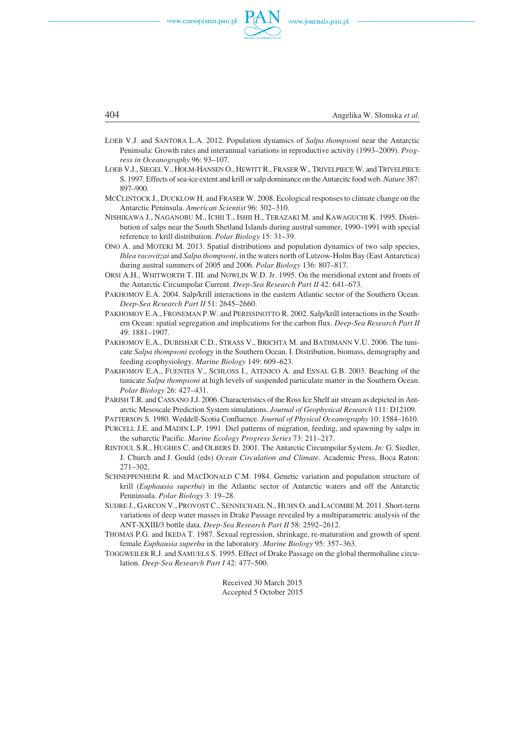LOEB V.J. and SANTORA L.A. 2012. Population dynamics of *Salpa thompsoni* near the Antarctic Peninsula: Growth rates and interannual variations in reproductive activity (1993–2009). *Progress in Oceanography* 96: 93–107.

LOEB V.J., SIEGEL V., HOLM-HANSEN O., HEWITT R., FRASER W., TRIVELPIECE W. and TRIVELPIECE S. 1997. Effects of sea-ice extent and krill or salp dominance on the Antarcitc food web. *Nature* 387: 897–900.

MCCLINTOCK J., DUCKLOW H. and FRASER W. 2008. Ecological responses to climate change on the Antarctic Peninsula. *American Scientist* 96: 302–310.

NISHIKAWA J., NAGANOBU M., ICHII T., ISHII H., TERAZAKI M. and KAWAGUCHI K. 1995. Distribution of salps near the South Shetland Islands during austral summer, 1990–1991 with special reference to krill distribution. *Polar Biology* 15: 31–39.

ONO A. and MOTEKI M. 2013. Spatial distributions and population dynamics of two salp species, *Ihlea racovitzai* and *Salpa thompsoni*, in the waters north of Lutzow-Holm Bay (East Antarctica) during austral summers of 2005 and 2006. *Polar Biology* 136: 807–817.

ORSI A.H., WHITWORTH T. III. and NOWLIN W.D. Jr. 1995. On the meridional extent and fronts of the Antarctic Circumpolar Current. *Deep-Sea Research Part II* 42: 641–673.

PAKHOMOV E.A. 2004. Salp/krill interactions in the eastern Atlantic sector of the Southern Ocean. *Deep-Sea Research Part II* 51: 2645–2660.

PAKHOMOV E.A., FRONEMAN P.W. and PERISSINOTTO R. 2002. Salp/krill interactions in the Southern Ocean: spatial segregation and implications for the carbon flux. *Deep-Sea Research Part II* 49: 1881–1907.

PAKHOMOV E.A., DUBISHAR C.D., STRASS V., BRICHTA M. and BATHMANN V.U. 2006. The tunicate *Salpa thompsoni* ecology in the Southern Ocean. I. Distribution, biomass, demography and feeding ecophysiology. *Marine Biology* 149: 609–623.

PAKHOMOV E.A., FUENTES V., SCHLOSS I., ATENICO A. and ESNAL G.B. 2003. Beaching of the tunicate *Salpa thompsoni* at high levels of suspended particulate matter in the Southern Ocean. *Polar Biology* 26: 427–431.

PARISH T.R. and CASSANO J.J. 2006. Characteristics of the Ross Ice Shelf air stream as depicted in Antarctic Mesoscale Prediction System simulations. *Journal of Geophysical Research* 111: D12109.

PATTERSON S. 1980. Weddell-Scotia Confluence. *Journal of Physical Oceanography* 10: 1584–1610.

PURCELL J.E. and MADIN L.P. 1991. Diel patterns of migration, feeding, and spawning by salps in the subarctic Pacific. *Marine Ecology Progress Series* 73: 211–217.

RINTOUL S.R., HUGHES C. and OLBERS D. 2001. The Antarctic Circumpolar System. *In:* G. Siedler, J. Church and J. Gould (eds) *Ocean Circulation and Climate*. Academic Press, Boca Raton: 271–302.

SCHNEPPENHEIM R. and MACDONALD C.M. 1984. Genetic variation and population structure of krill (*Euphausia superba*) in the Atlantic sector of Antarctic waters and off the Antarctic Penninsula. *Polar Biology* 3: 19–28.

SUDRE J., GARCON V., PROVOST C., SENNECHAEL N., HUHN O. and LACOMBE M. 2011. Short-term variations of deep water masses in Drake Passage revealed by a multiparametric analysis of the ANT-XXIII/3 bottle data. *Deep-Sea Research Part II* 58: 2592–2612.

THOMAS P.G. and IKEDA T. 1987. Sexual regression, shrinkage, re-maturation and growth of spent female *Euphausia superba* in the laboratory. *Marine Biology* 95: 357–363.

TOGGWEILER R.J. and SAMUELS S. 1995. Effect of Drake Passage on the global thermohaline circulation. *Deep-Sea Research Part I* 42: 477–500.

Received 30 March 2015
Accepted 5 October 2015